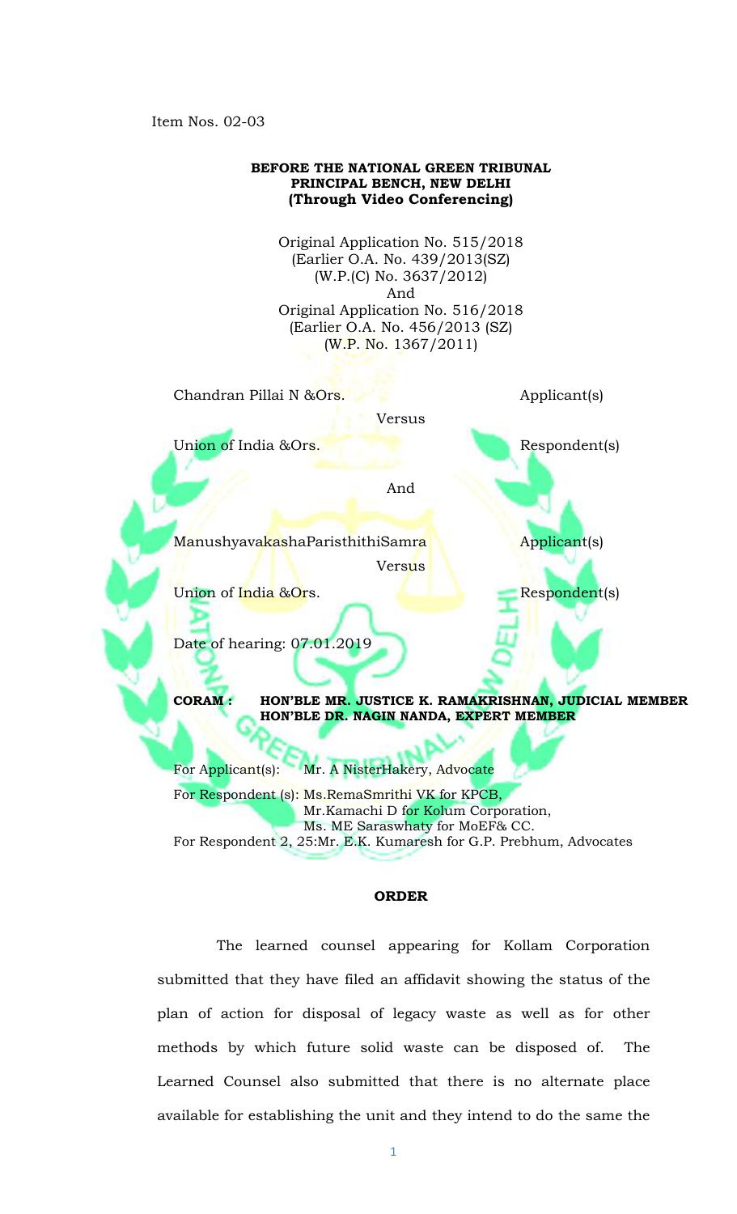Item Nos. 02-03

**BEFORE THE NATIONAL GREEN TRIBUNAL**
**PRINCIPAL BENCH, NEW DELHI**
**(Through Video Conferencing)**

Original Application No. 515/2018
(Earlier O.A. No. 439/2013(SZ)
(W.P.(C) No. 3637/2012)
And
Original Application No. 516/2018
(Earlier O.A. No. 456/2013 (SZ)
(W.P. No. 1367/2011)

Chandran Pillai N &Ors. Applicant(s)

Versus

Union of India &Ors. Respondent(s)

And

ManushyavakashaParisthithiSamra Applicant(s)

Versus

Union of India &Ors. Respondent(s)

Date of hearing: 07.01.2019

**CORAM : HON'BLE MR. JUSTICE K. RAMAKRISHNAN, JUDICIAL MEMBER**
**HON'BLE DR. NAGIN NANDA, EXPERT MEMBER**

For Applicant(s): Mr. A NisterHakery, Advocate
For Respondent (s): Ms.RemaSmrithi VK for KPCB,
Mr.Kamachi D for Kolum Corporation,
Ms. ME Saraswhaty for MoEF& CC.
For Respondent 2, 25:Mr. E.K. Kumaresh for G.P. Prebhum, Advocates

**ORDER**

The learned counsel appearing for Kollam Corporation submitted that they have filed an affidavit showing the status of the plan of action for disposal of legacy waste as well as for other methods by which future solid waste can be disposed of. The Learned Counsel also submitted that there is no alternate place available for establishing the unit and they intend to do the same the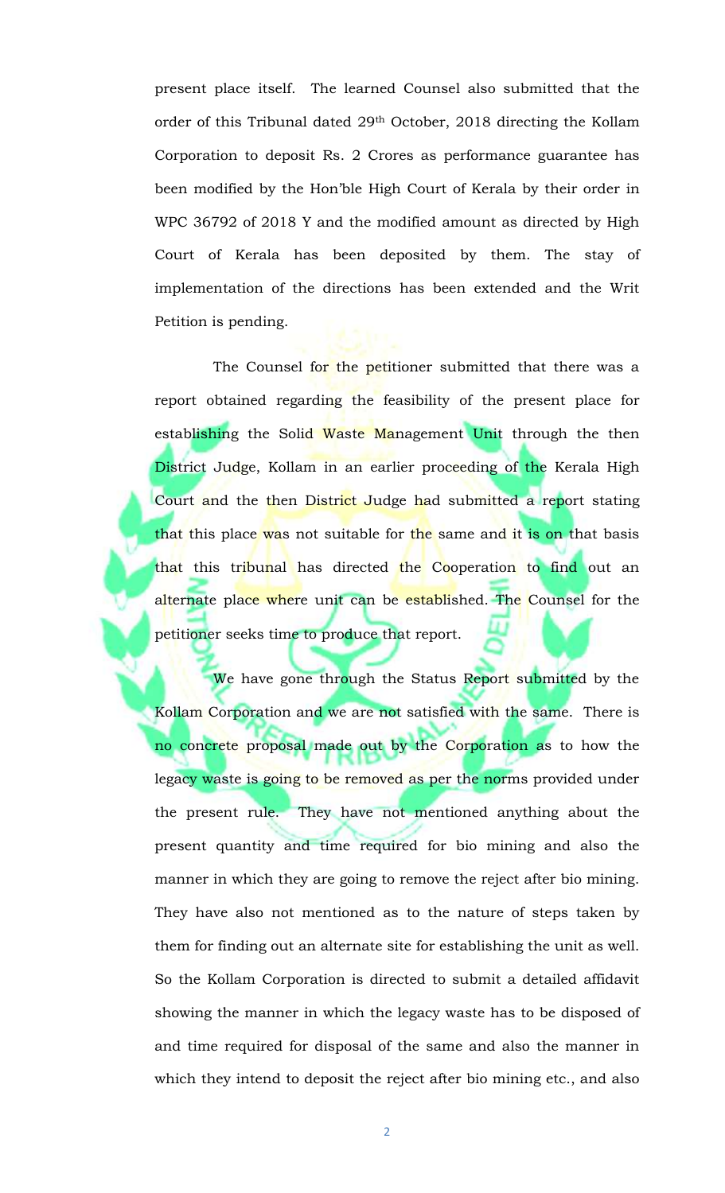present place itself. The learned Counsel also submitted that the order of this Tribunal dated 29th October, 2018 directing the Kollam Corporation to deposit Rs. 2 Crores as performance guarantee has been modified by the Hon'ble High Court of Kerala by their order in WPC 36792 of 2018 Y and the modified amount as directed by High Court of Kerala has been deposited by them. The stay of implementation of the directions has been extended and the Writ Petition is pending.

The Counsel for the petitioner submitted that there was a report obtained regarding the feasibility of the present place for establishing the Solid Waste Management Unit through the then District Judge, Kollam in an earlier proceeding of the Kerala High Court and the then District Judge had submitted a report stating that this place was not suitable for the same and it is on that basis that this tribunal has directed the Cooperation to find out an alternate place where unit can be established. The Counsel for the petitioner seeks time to produce that report.

We have gone through the Status Report submitted by the Kollam Corporation and we are not satisfied with the same. There is no concrete proposal made out by the Corporation as to how the legacy waste is going to be removed as per the norms provided under the present rule. They have not mentioned anything about the present quantity and time required for bio mining and also the manner in which they are going to remove the reject after bio mining. They have also not mentioned as to the nature of steps taken by them for finding out an alternate site for establishing the unit as well. So the Kollam Corporation is directed to submit a detailed affidavit showing the manner in which the legacy waste has to be disposed of and time required for disposal of the same and also the manner in which they intend to deposit the reject after bio mining etc., and also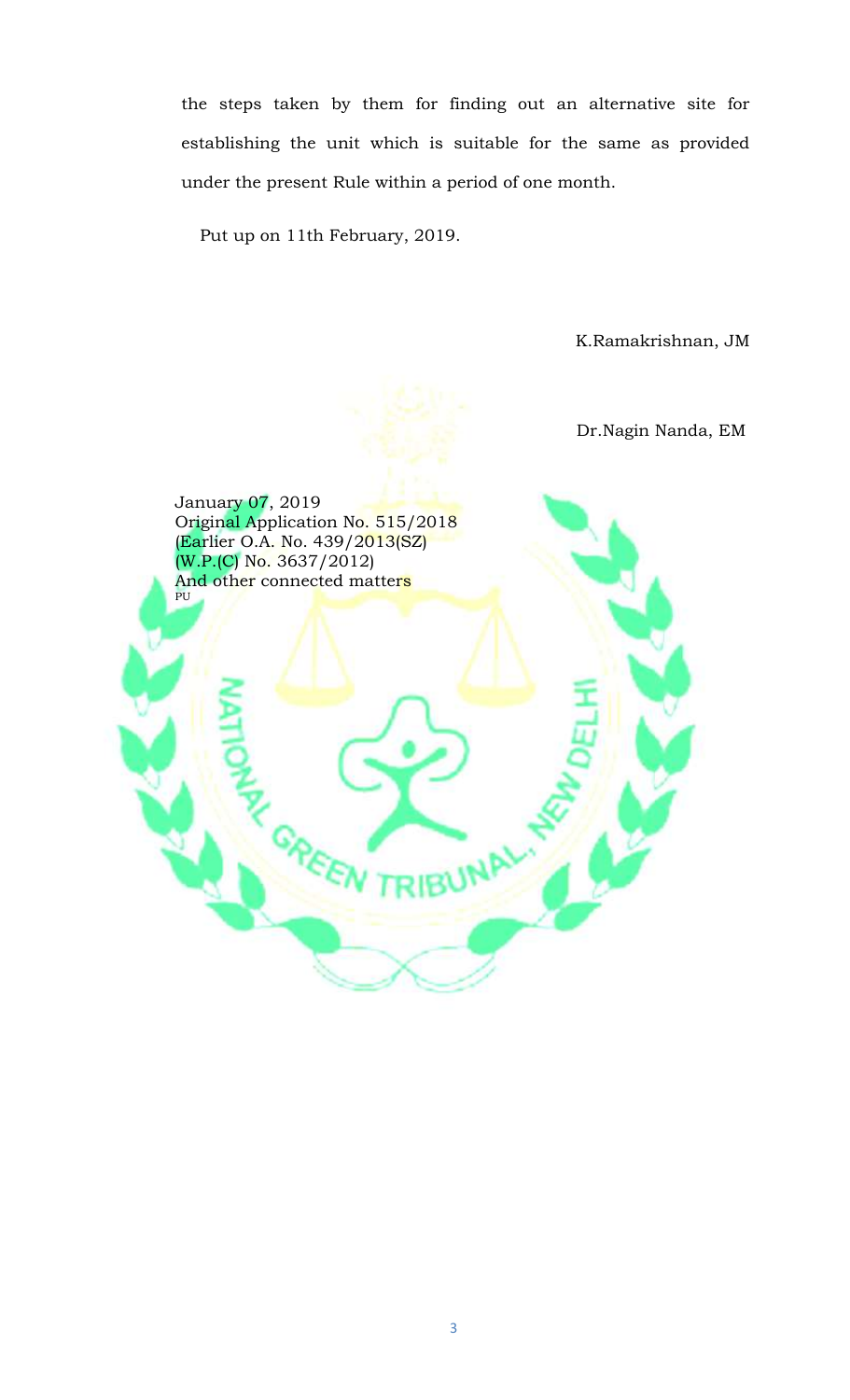the steps taken by them for finding out an alternative site for establishing the unit which is suitable for the same as provided under the present Rule within a period of one month.

Put up on 11th February, 2019.

K.Ramakrishnan, JM

Dr.Nagin Nanda, EM

January 07, 2019
Original Application No. 515/2018
(Earlier O.A. No. 439/2013(SZ)
(W.P.(C) No. 3637/2012)
And other connected matters
PU